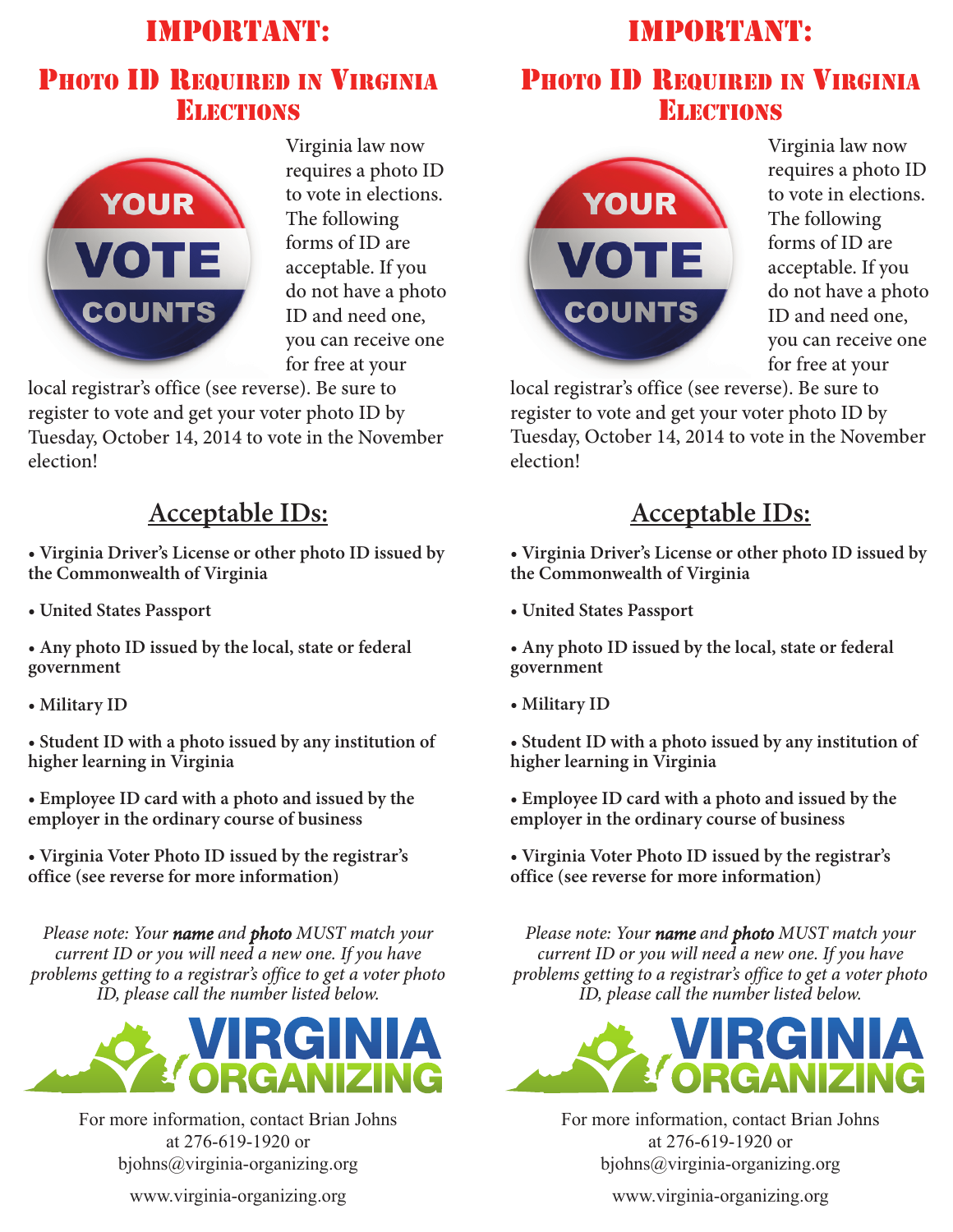# IMPORTANT:

## Photo ID Required in Virginia Elections

Virginia law now requires a photo ID to vote in elections. The following forms of ID are acceptable. If you do not have a photo ID and need one, you can receive one for free at your local registrar's office (see reverse). Be sure to register to vote and get your voter photo ID by Tuesday, October 14, 2014 to vote in the November election!

## Acceptable IDs:

- **Virginia Driver's License or other photo ID issued by the Commonwealth of Virginia**
- **United States Passport**
- **Any photo ID issued by the local, state or federal government**
- **Military ID**
- **Student ID with a photo issued by any institution of higher learning in Virginia**
- **Employee ID card with a photo and issued by the employer in the ordinary course of business**
- **Virginia Voter Photo ID issued by the registrar's office (see reverse for more information)**

*Please note: Your **name** and **photo** MUST match your current ID or you will need a new one. If you have problems getting to a registrar's office to get a voter photo ID, please call the number listed below.*

VIRGINIA ORGANIZING

For more information, contact Brian Johns at 276-619-1920 or bjohns@virginia-organizing.org

www.virginia-organizing.org

# IMPORTANT:

## Photo ID Required in Virginia Elections

Virginia law now requires a photo ID to vote in elections. The following forms of ID are acceptable. If you do not have a photo ID and need one, you can receive one for free at your local registrar's office (see reverse). Be sure to register to vote and get your voter photo ID by Tuesday, October 14, 2014 to vote in the November election!

## Acceptable IDs:

- **Virginia Driver's License or other photo ID issued by the Commonwealth of Virginia**
- **United States Passport**
- **Any photo ID issued by the local, state or federal government**
- **Military ID**
- **Student ID with a photo issued by any institution of higher learning in Virginia**
- **Employee ID card with a photo and issued by the employer in the ordinary course of business**
- **Virginia Voter Photo ID issued by the registrar's office (see reverse for more information)**

*Please note: Your **name** and **photo** MUST match your current ID or you will need a new one. If you have problems getting to a registrar's office to get a voter photo ID, please call the number listed below.*

VIRGINIA ORGANIZING

For more information, contact Brian Johns at 276-619-1920 or bjohns@virginia-organizing.org

www.virginia-organizing.org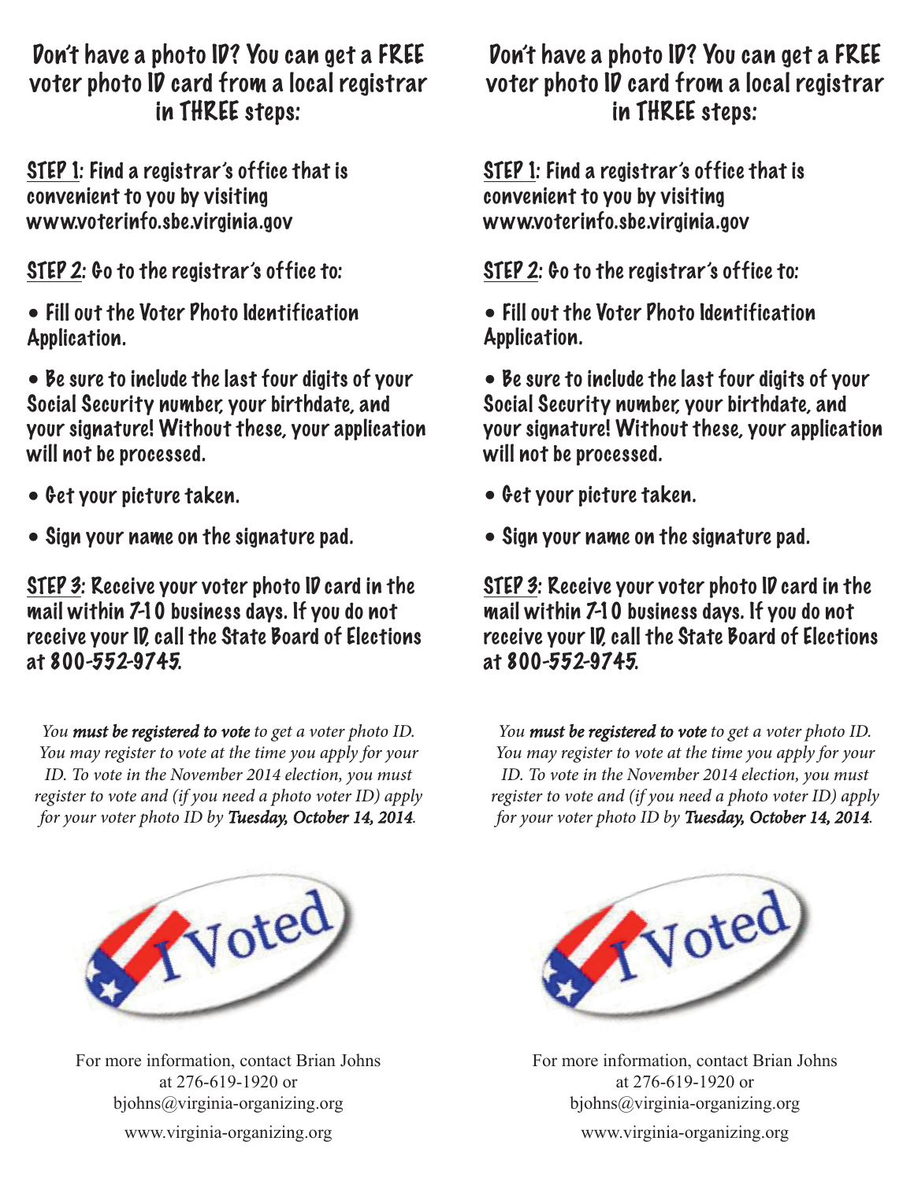## Don't have a photo ID? You can get a FREE voter photo ID card from a local registrar in THREE steps:

STEP 1: Find a registrar's office that is convenient to you by visiting www.voterinfo.sbe.virginia.gov

STEP 2: Go to the registrar's office to:

- Fill out the Voter Photo Identification Application.
- Be sure to include the last four digits of your Social Security number, your birthdate, and your signature! Without these, your application will not be processed.
- Get your picture taken.
- Sign your name on the signature pad.

STEP 3: Receive your voter photo ID card in the mail within 7-10 business days. If you do not receive your ID, call the State Board of Elections at 800-552-9745.

*You **must be registered to vote** to get a voter photo ID. You may register to vote at the time you apply for your ID. To vote in the November 2014 election, you must register to vote and (if you need a photo voter ID) apply for your voter photo ID by **Tuesday, October 14, 2014**.*

For more information, contact Brian Johns at 276-619-1920 or bjohns@virginia-organizing.org

www.virginia-organizing.org

## Don't have a photo ID? You can get a FREE voter photo ID card from a local registrar in THREE steps:

STEP 1: Find a registrar's office that is convenient to you by visiting www.voterinfo.sbe.virginia.gov

STEP 2: Go to the registrar's office to:

- Fill out the Voter Photo Identification Application.
- Be sure to include the last four digits of your Social Security number, your birthdate, and your signature! Without these, your application will not be processed.
- Get your picture taken.
- Sign your name on the signature pad.

STEP 3: Receive your voter photo ID card in the mail within 7-10 business days. If you do not receive your ID, call the State Board of Elections at 800-552-9745.

*You **must be registered to vote** to get a voter photo ID. You may register to vote at the time you apply for your ID. To vote in the November 2014 election, you must register to vote and (if you need a photo voter ID) apply for your voter photo ID by **Tuesday, October 14, 2014**.*

For more information, contact Brian Johns at 276-619-1920 or bjohns@virginia-organizing.org

www.virginia-organizing.org